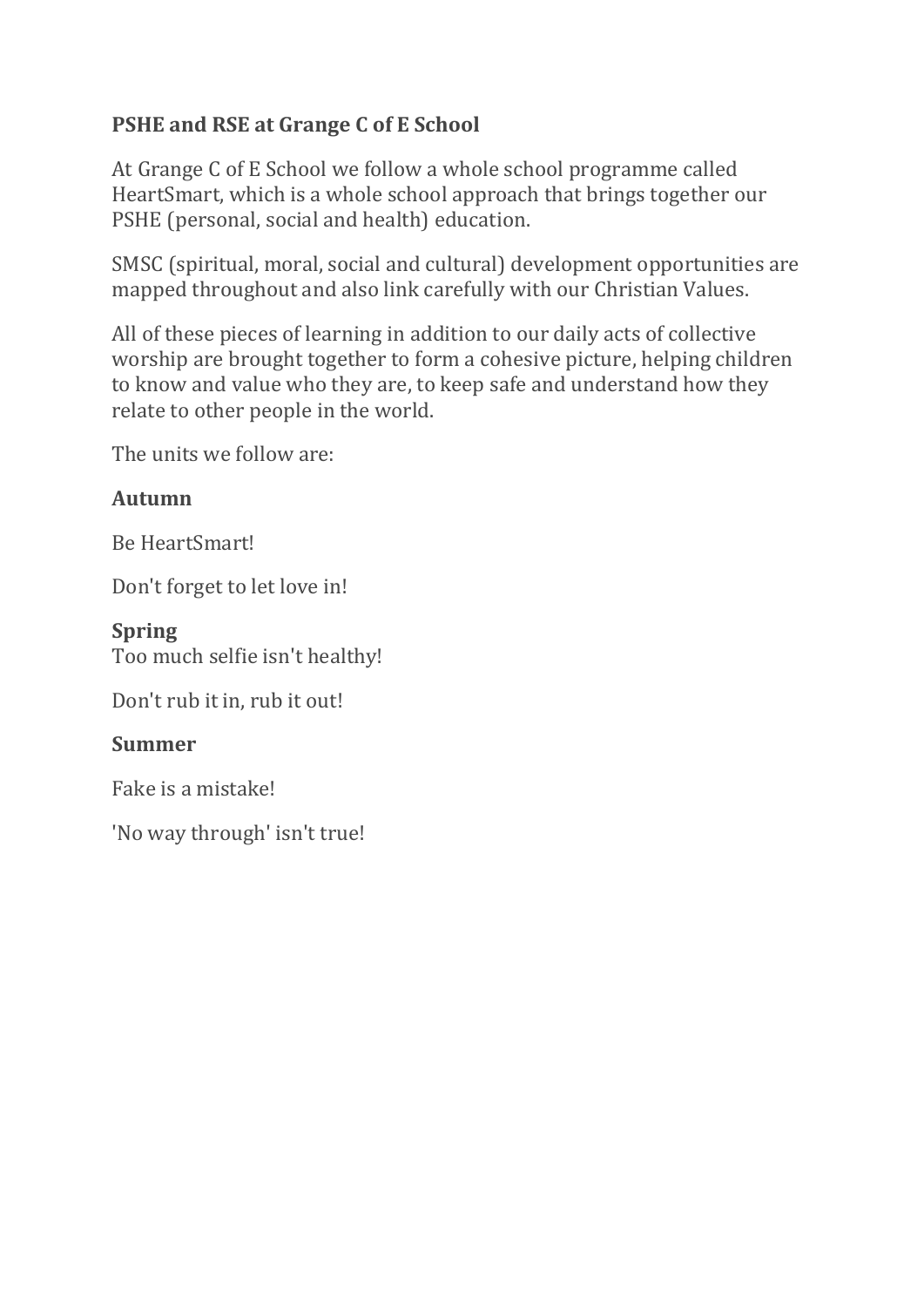# PSHE and RSE at Grange C of E School

At Grange C of E School we follow a whole school programme called HeartSmart, which is a whole school approach that brings together our PSHE (personal, social and health) education.

SMSC (spiritual, moral, social and cultural) development opportunities are mapped throughout and also link carefully with our Christian Values.

All of these pieces of learning in addition to our daily acts of collective worship are brought together to form a cohesive picture, helping children to know and value who they are, to keep safe and understand how they relate to other people in the world.

The units we follow are:

**Autumn**

Be HeartSmart!

Don't forget to let love in!

**Spring**

Too much selfie isn't healthy!

Don't rub it in, rub it out!

**Summer**

Fake is a mistake!

'No way through' isn't true!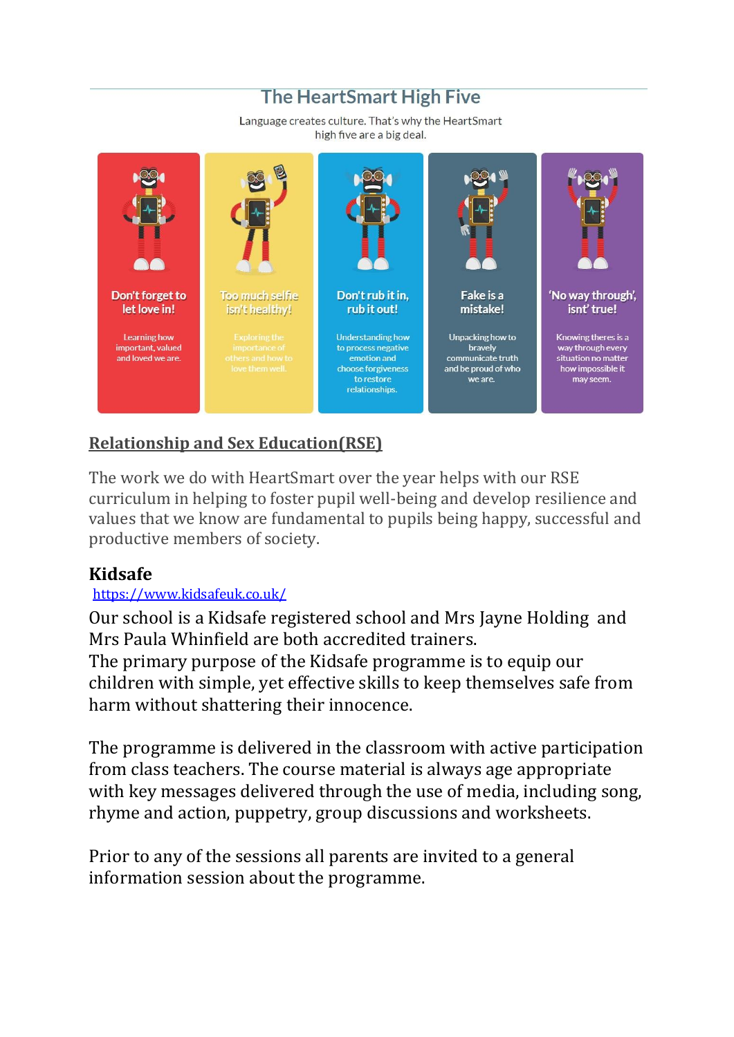## The HeartSmart High Five

Language creates culture. That's why the HeartSmart high five are a big deal.

| Don't forget to let love in! | Too much selfie isn't healthy! | Don't rub it in, rub it out! | Fake is a mistake! | 'No way through', isnt' true! |
| --- | --- | --- | --- | --- |
| Learning how important, valued and loved we are. | Exploring the importance of others and how to love them well. | Understanding how to process negative emotion and choose forgiveness to restore relationships. | Unpacking how to bravely communicate truth and be proud of who we are. | Knowing theres is a way through every situation no matter how impossible it may seem. |

## Relationship and Sex Education(RSE)

The work we do with HeartSmart over the year helps with our RSE curriculum in helping to foster pupil well-being and develop resilience and values that we know are fundamental to pupils being happy, successful and productive members of society.

## Kidsafe

https://www.kidsafeuk.co.uk/

Our school is a Kidsafe registered school and Mrs Jayne Holding and Mrs Paula Whinfield are both accredited trainers.
The primary purpose of the Kidsafe programme is to equip our children with simple, yet effective skills to keep themselves safe from harm without shattering their innocence.

The programme is delivered in the classroom with active participation from class teachers. The course material is always age appropriate with key messages delivered through the use of media, including song, rhyme and action, puppetry, group discussions and worksheets.

Prior to any of the sessions all parents are invited to a general information session about the programme.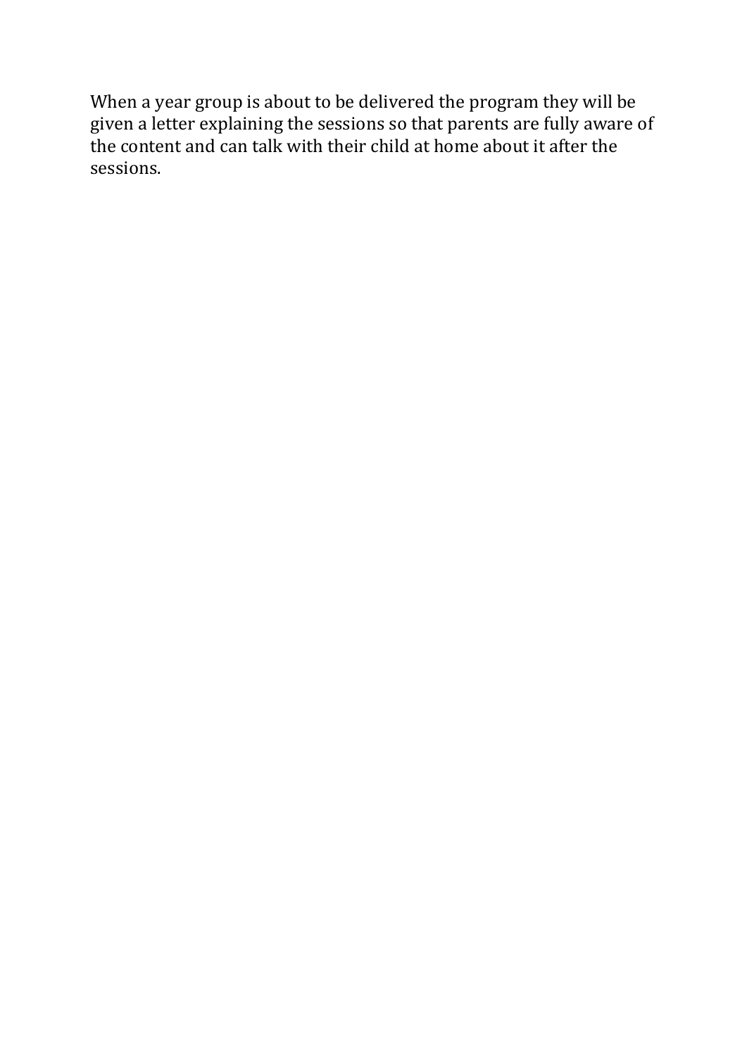When a year group is about to be delivered the program they will be given a letter explaining the sessions so that parents are fully aware of the content and can talk with their child at home about it after the sessions.